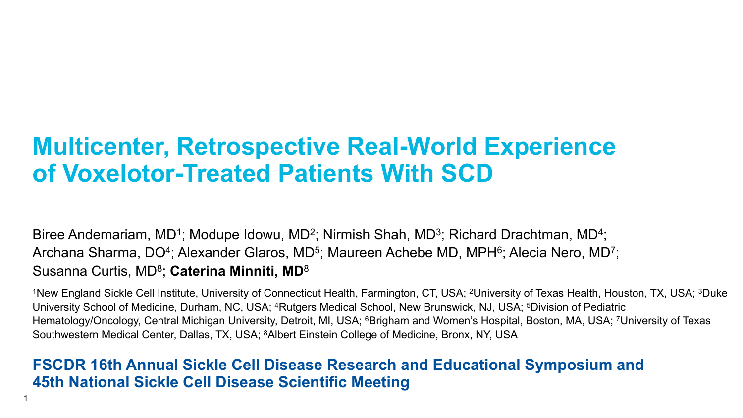# Multicenter, Retrospective Real-World Experience of Voxelotor-Treated Patients With SCD

Biree Andemariam, MD[1]; Modupe Idowu, MD[2]; Nirmish Shah, MD[3]; Richard Drachtman, MD[4]; Archana Sharma, DO[4]; Alexander Glaros, MD[5]; Maureen Achebe MD, MPH[6]; Alecia Nero, MD[7]; Susanna Curtis, MD[8]; **Caterina Minniti, MD**[8]

[1]New England Sickle Cell Institute, University of Connecticut Health, Farmington, CT, USA; [2]University of Texas Health, Houston, TX, USA; [3]Duke University School of Medicine, Durham, NC, USA; [4]Rutgers Medical School, New Brunswick, NJ, USA; [5]Division of Pediatric Hematology/Oncology, Central Michigan University, Detroit, MI, USA; [6]Brigham and Women's Hospital, Boston, MA, USA; [7]University of Texas Southwestern Medical Center, Dallas, TX, USA; [8]Albert Einstein College of Medicine, Bronx, NY, USA

**FSCDR 16th Annual Sickle Cell Disease Research and Educational Symposium and 45th National Sickle Cell Disease Scientific Meeting**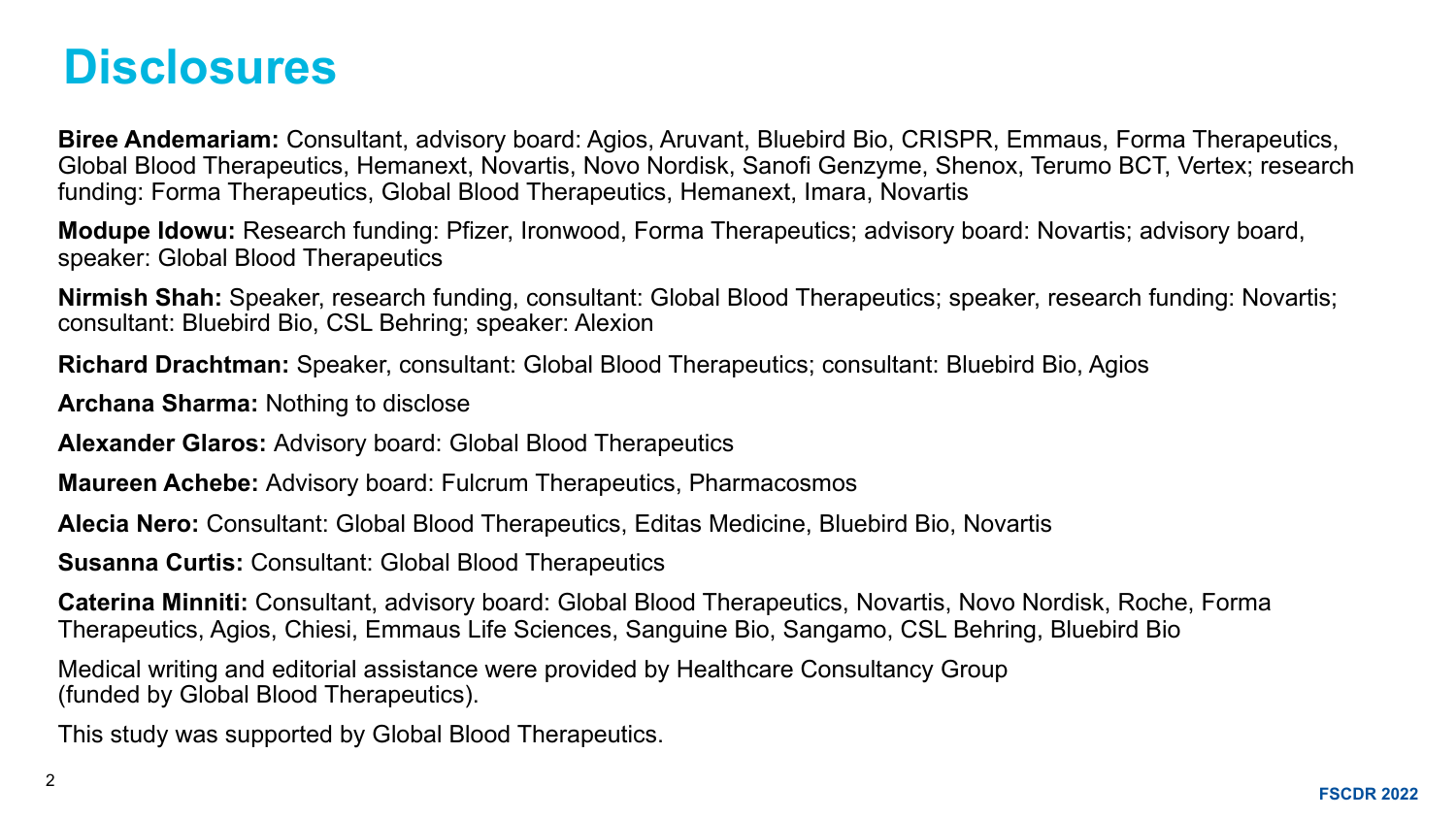# Disclosures

**Biree Andemariam:** Consultant, advisory board: Agios, Aruvant, Bluebird Bio, CRISPR, Emmaus, Forma Therapeutics, Global Blood Therapeutics, Hemanext, Novartis, Novo Nordisk, Sanofi Genzyme, Shenox, Terumo BCT, Vertex; research funding: Forma Therapeutics, Global Blood Therapeutics, Hemanext, Imara, Novartis

**Modupe Idowu:** Research funding: Pfizer, Ironwood, Forma Therapeutics; advisory board: Novartis; advisory board, speaker: Global Blood Therapeutics

**Nirmish Shah:** Speaker, research funding, consultant: Global Blood Therapeutics; speaker, research funding: Novartis; consultant: Bluebird Bio, CSL Behring; speaker: Alexion

**Richard Drachtman:** Speaker, consultant: Global Blood Therapeutics; consultant: Bluebird Bio, Agios

**Archana Sharma:** Nothing to disclose

**Alexander Glaros:** Advisory board: Global Blood Therapeutics

**Maureen Achebe:** Advisory board: Fulcrum Therapeutics, Pharmacosmos

**Alecia Nero:** Consultant: Global Blood Therapeutics, Editas Medicine, Bluebird Bio, Novartis

**Susanna Curtis:** Consultant: Global Blood Therapeutics

**Caterina Minniti:** Consultant, advisory board: Global Blood Therapeutics, Novartis, Novo Nordisk, Roche, Forma Therapeutics, Agios, Chiesi, Emmaus Life Sciences, Sanguine Bio, Sangamo, CSL Behring, Bluebird Bio

Medical writing and editorial assistance were provided by Healthcare Consultancy Group (funded by Global Blood Therapeutics).

This study was supported by Global Blood Therapeutics.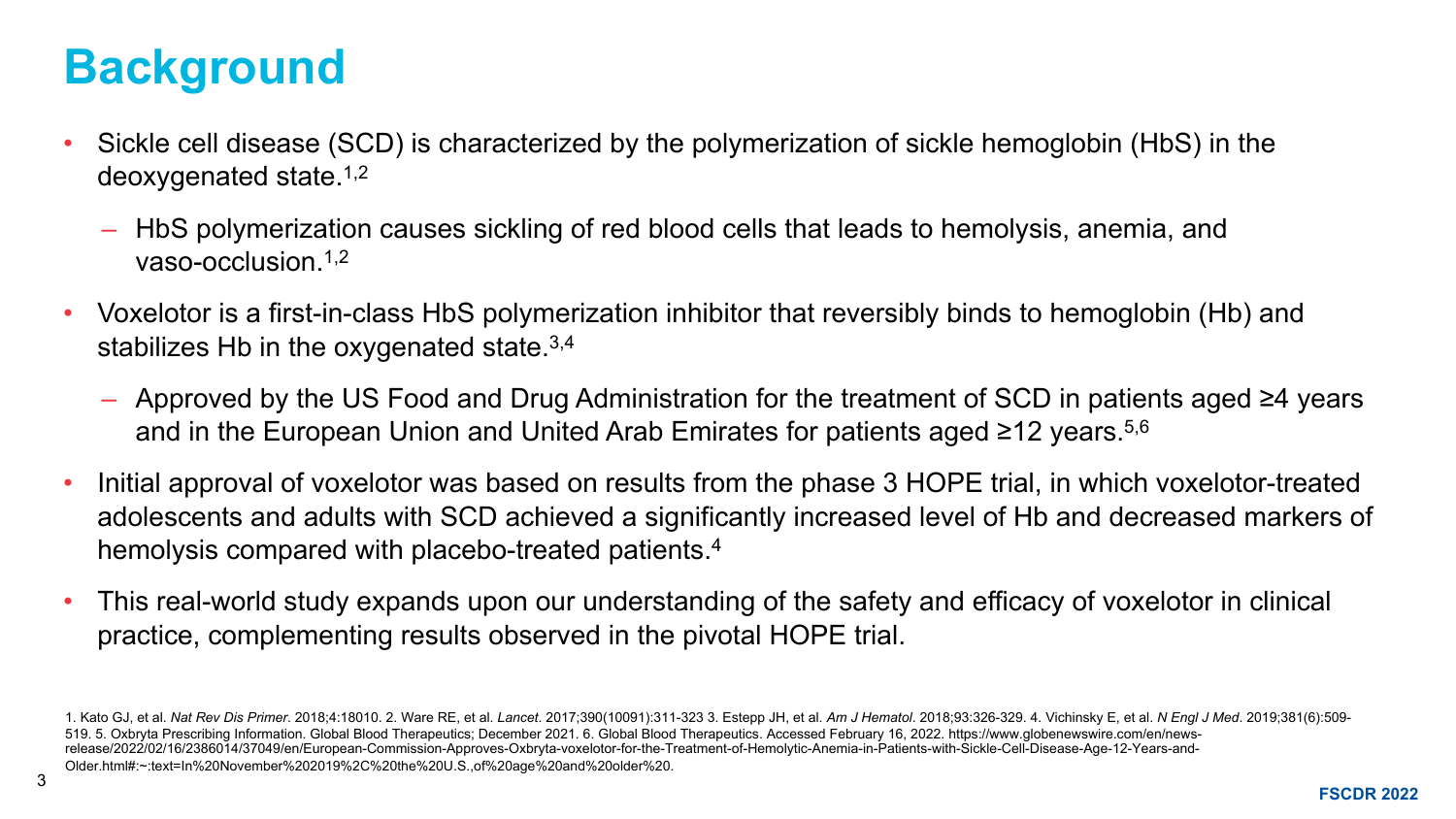# Background

- Sickle cell disease (SCD) is characterized by the polymerization of sickle hemoglobin (HbS) in the deoxygenated state.[1,2]
  - HbS polymerization causes sickling of red blood cells that leads to hemolysis, anemia, and vaso-occlusion.[1,2]
- Voxelotor is a first-in-class HbS polymerization inhibitor that reversibly binds to hemoglobin (Hb) and stabilizes Hb in the oxygenated state.[3,4]
  - Approved by the US Food and Drug Administration for the treatment of SCD in patients aged ≥4 years and in the European Union and United Arab Emirates for patients aged ≥12 years.[5,6]
- Initial approval of voxelotor was based on results from the phase 3 HOPE trial, in which voxelotor-treated adolescents and adults with SCD achieved a significantly increased level of Hb and decreased markers of hemolysis compared with placebo-treated patients.[4]
- This real-world study expands upon our understanding of the safety and efficacy of voxelotor in clinical practice, complementing results observed in the pivotal HOPE trial.

1. Kato GJ, et al. *Nat Rev Dis Primer*. 2018;4:18010. 2. Ware RE, et al. *Lancet*. 2017;390(10091):311-323 3. Estepp JH, et al. *Am J Hematol*. 2018;93:326-329. 4. Vichinsky E, et al. *N Engl J Med*. 2019;381(6):509-519. 5. Oxbryta Prescribing Information. Global Blood Therapeutics; December 2021. 6. Global Blood Therapeutics. Accessed February 16, 2022. https://www.globenewswire.com/en/news-release/2022/02/16/2386014/37049/en/European-Commission-Approves-Oxbryta-voxelotor-for-the-Treatment-of-Hemolytic-Anemia-in-Patients-with-Sickle-Cell-Disease-Age-12-Years-and-Older.html#:~:text=In%20November%202019%2C%20the%20U.S.,of%20age%20and%20older%20.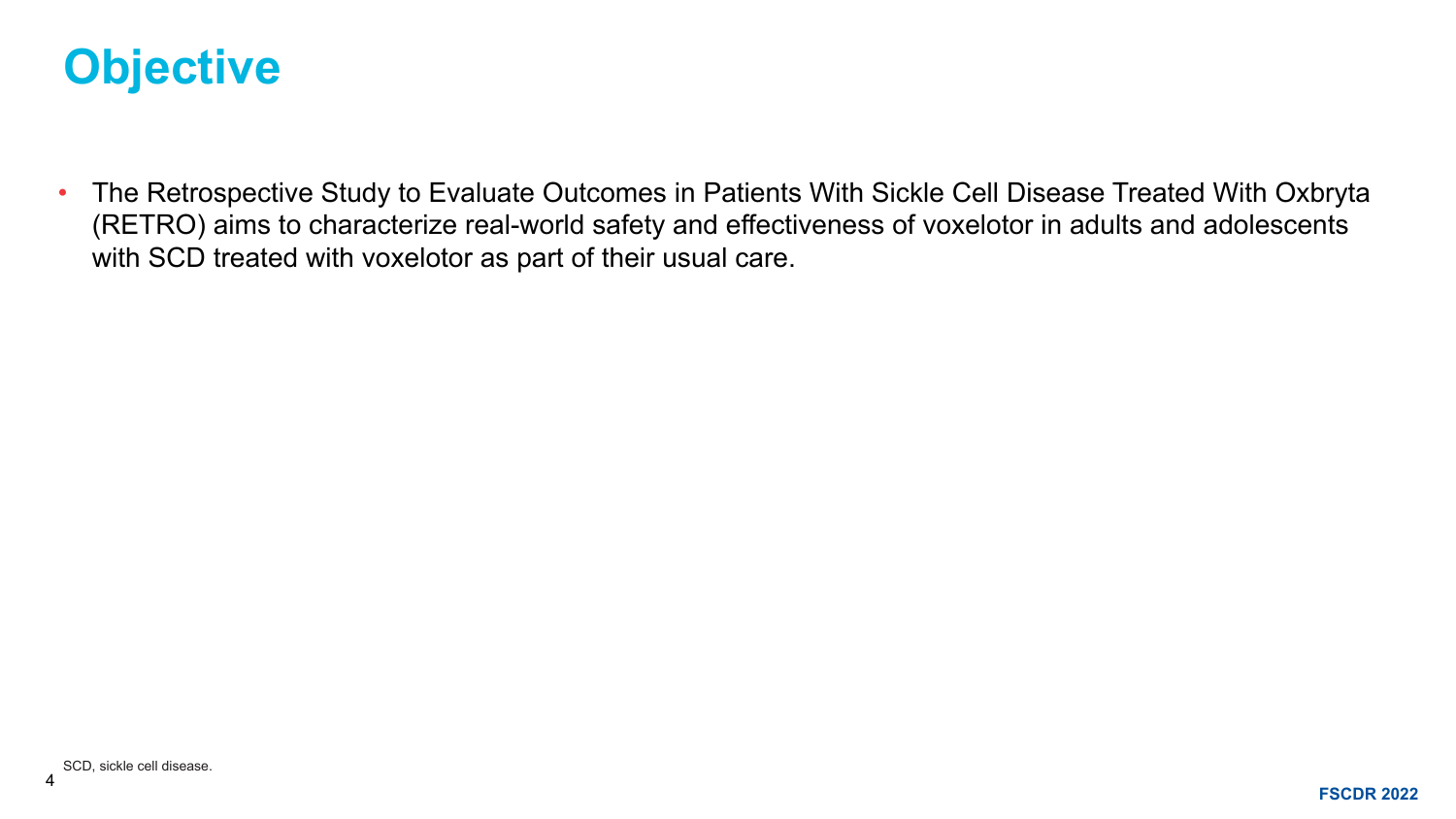# Objective

- The Retrospective Study to Evaluate Outcomes in Patients With Sickle Cell Disease Treated With Oxbryta (RETRO) aims to characterize real-world safety and effectiveness of voxelotor in adults and adolescents with SCD treated with voxelotor as part of their usual care.

SCD, sickle cell disease.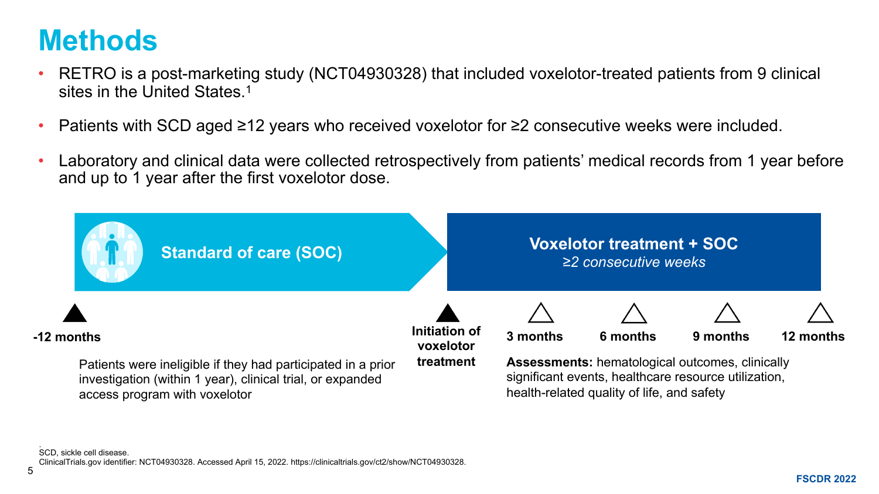# Methods

- RETRO is a post-marketing study (NCT04930328) that included voxelotor-treated patients from 9 clinical sites in the United States.[1]
- Patients with SCD aged ≥12 years who received voxelotor for ≥2 consecutive weeks were included.
- Laboratory and clinical data were collected retrospectively from patients' medical records from 1 year before and up to 1 year after the first voxelotor dose.

**Standard of care (SOC)**

**Voxelotor treatment + SOC**
*≥2 consecutive weeks*

**-12 months**

**Initiation of voxelotor treatment**

**3 months** | **6 months** | **9 months** | **12 months**

Patients were ineligible if they had participated in a prior investigation (within 1 year), clinical trial, or expanded access program with voxelotor

**Assessments:** hematological outcomes, clinically significant events, healthcare resource utilization, health-related quality of life, and safety

SCD, sickle cell disease.
ClinicalTrials.gov identifier: NCT04930328. Accessed April 15, 2022. https://clinicaltrials.gov/ct2/show/NCT04930328.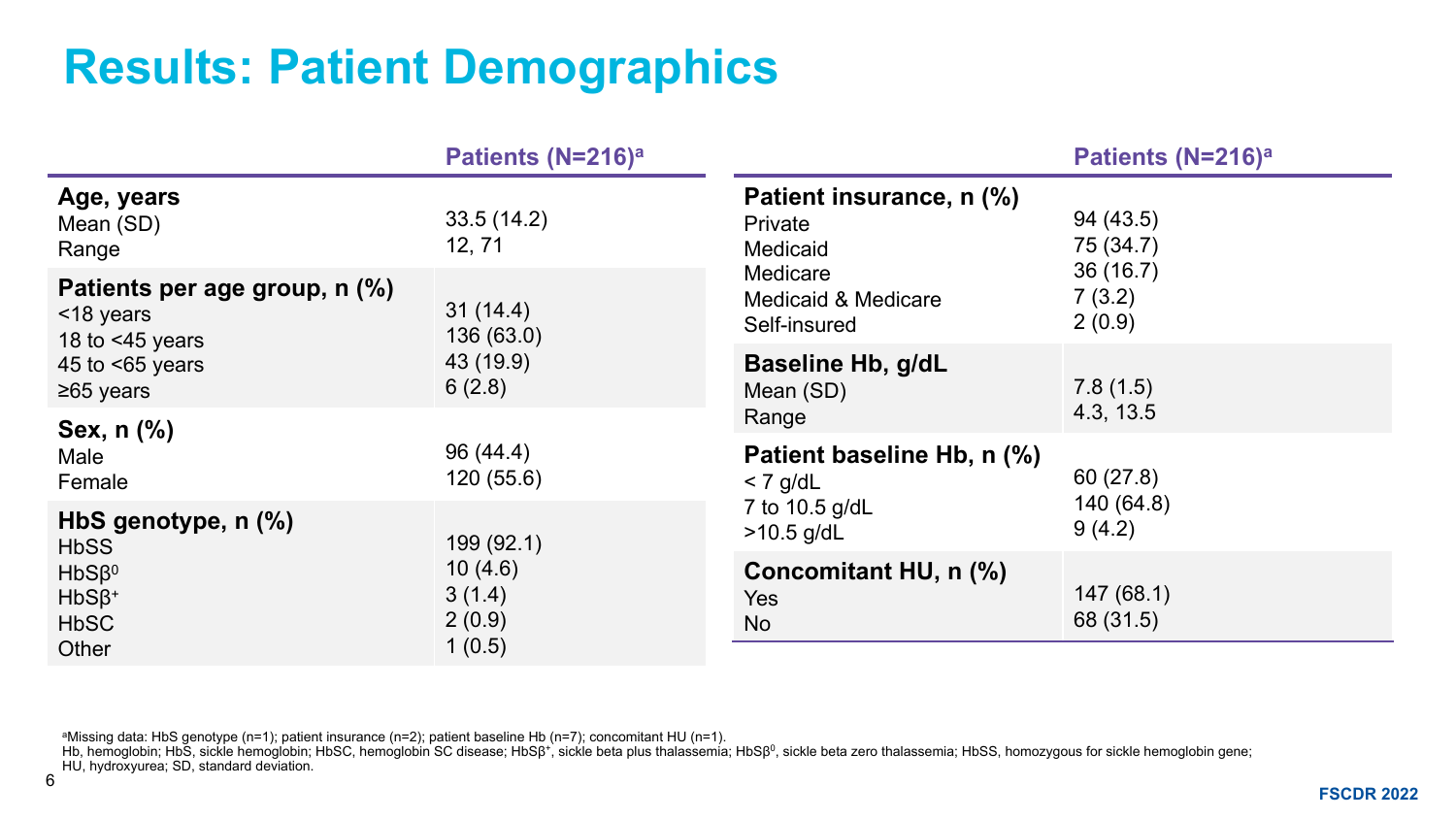# Results: Patient Demographics

| | Patients (N=216)[a] |
|---|---|
| **Age, years** | |
| Mean (SD) | 33.5 (14.2) |
| Range | 12, 71 |
| **Patients per age group, n (%)** | |
| <18 years | 31 (14.4) |
| 18 to <45 years | 136 (63.0) |
| 45 to <65 years | 43 (19.9) |
| ≥65 years | 6 (2.8) |
| **Sex, n (%)** | |
| Male | 96 (44.4) |
| Female | 120 (55.6) |
| **HbS genotype, n (%)** | |
| HbSS | 199 (92.1) |
| HbSβ$^0$ | 10 (4.6) |
| HbSβ$^+$ | 3 (1.4) |
| HbSC | 2 (0.9) |
| Other | 1 (0.5) |

| | Patients (N=216)[a] |
|---|---|
| **Patient insurance, n (%)** | |
| Private | 94 (43.5) |
| Medicaid | 75 (34.7) |
| Medicare | 36 (16.7) |
| Medicaid & Medicare | 7 (3.2) |
| Self-insured | 2 (0.9) |
| **Baseline Hb, g/dL** | |
| Mean (SD) | 7.8 (1.5) |
| Range | 4.3, 13.5 |
| **Patient baseline Hb, n (%)** | |
| < 7 g/dL | 60 (27.8) |
| 7 to 10.5 g/dL | 140 (64.8) |
| >10.5 g/dL | 9 (4.2) |
| **Concomitant HU, n (%)** | |
| Yes | 147 (68.1) |
| No | 68 (31.5) |

[a]Missing data: HbS genotype (n=1); patient insurance (n=2); patient baseline Hb (n=7); concomitant HU (n=1).

Hb, hemoglobin; HbS, sickle hemoglobin; HbSC, hemoglobin SC disease; HbSβ$^+$, sickle beta plus thalassemia; HbSβ$^0$, sickle beta zero thalassemia; HbSS, homozygous for sickle hemoglobin gene; HU, hydroxyurea; SD, standard deviation.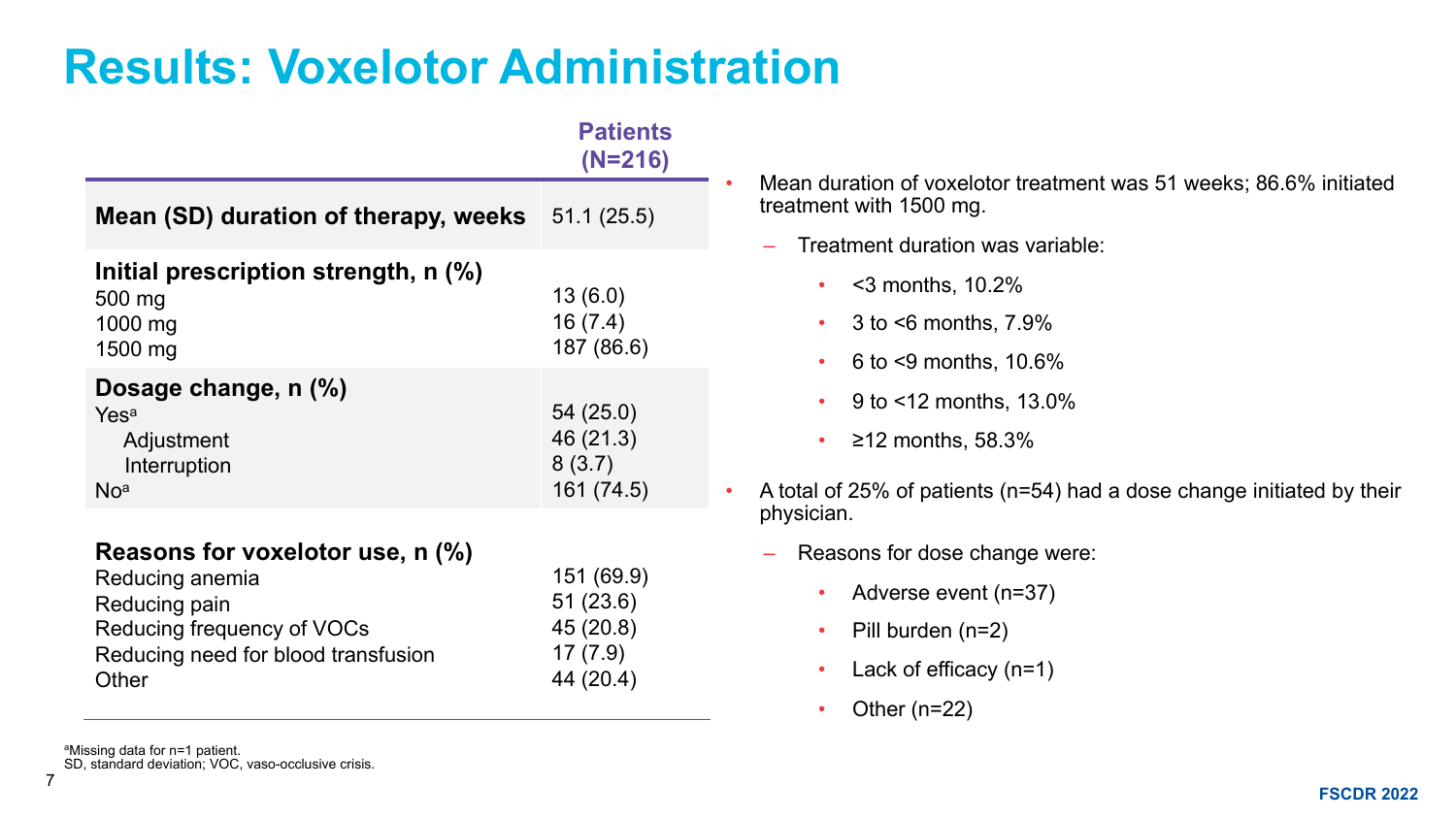# Results: Voxelotor Administration

| | Patients (N=216) |
|---|---|
| **Mean (SD) duration of therapy, weeks** | 51.1 (25.5) |
| **Initial prescription strength, n (%)** | |
| 500 mg | 13 (6.0) |
| 1000 mg | 16 (7.4) |
| 1500 mg | 187 (86.6) |
| **Dosage change, n (%)** | |
| Yes[a] | 54 (25.0) |
| Adjustment | 46 (21.3) |
| Interruption | 8 (3.7) |
| No[a] | 161 (74.5) |
| **Reasons for voxelotor use, n (%)** | |
| Reducing anemia | 151 (69.9) |
| Reducing pain | 51 (23.6) |
| Reducing frequency of VOCs | 45 (20.8) |
| Reducing need for blood transfusion | 17 (7.9) |
| Other | 44 (20.4) |

[a]Missing data for n=1 patient.
SD, standard deviation; VOC, vaso-occlusive crisis.

- Mean duration of voxelotor treatment was 51 weeks; 86.6% initiated treatment with 1500 mg.
  - Treatment duration was variable:
    - <3 months, 10.2%
    - 3 to <6 months, 7.9%
    - 6 to <9 months, 10.6%
    - 9 to <12 months, 13.0%
    - ≥12 months, 58.3%
- A total of 25% of patients (n=54) had a dose change initiated by their physician.
  - Reasons for dose change were:
    - Adverse event (n=37)
    - Pill burden (n=2)
    - Lack of efficacy (n=1)
    - Other (n=22)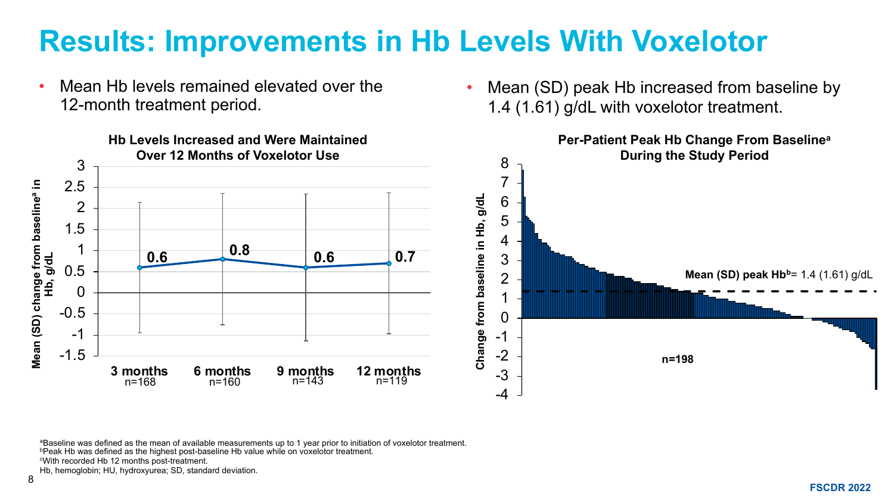# Results: Improvements in Hb Levels With Voxelotor

- Mean Hb levels remained elevated over the 12-month treatment period.

**Hb Levels Increased and Were Maintained Over 12 Months of Voxelotor Use**

| | 3 months | 6 months | 9 months | 12 months |
|---|---|---|---|---|
| Mean (SD) change from baseline[a] in Hb, g/dL | 0.6 | 0.8 | 0.6 | 0.7 |
| n | 168 | 160 | 143 | 119 |

- Mean (SD) peak Hb increased from baseline by 1.4 (1.61) g/dL with voxelotor treatment.

**Per-Patient Peak Hb Change From Baseline[a] During the Study Period**

Change from baseline in Hb, g/dL

**Mean (SD) peak Hb[b]**= 1.4 (1.61) g/dL

n=198

[a]Baseline was defined as the mean of available measurements up to 1 year prior to initiation of voxelotor treatment.
[b]Peak Hb was defined as the highest post-baseline Hb value while on voxelotor treatment.
[c]With recorded Hb 12 months post-treatment.
Hb, hemoglobin; HU, hydroxyurea; SD, standard deviation.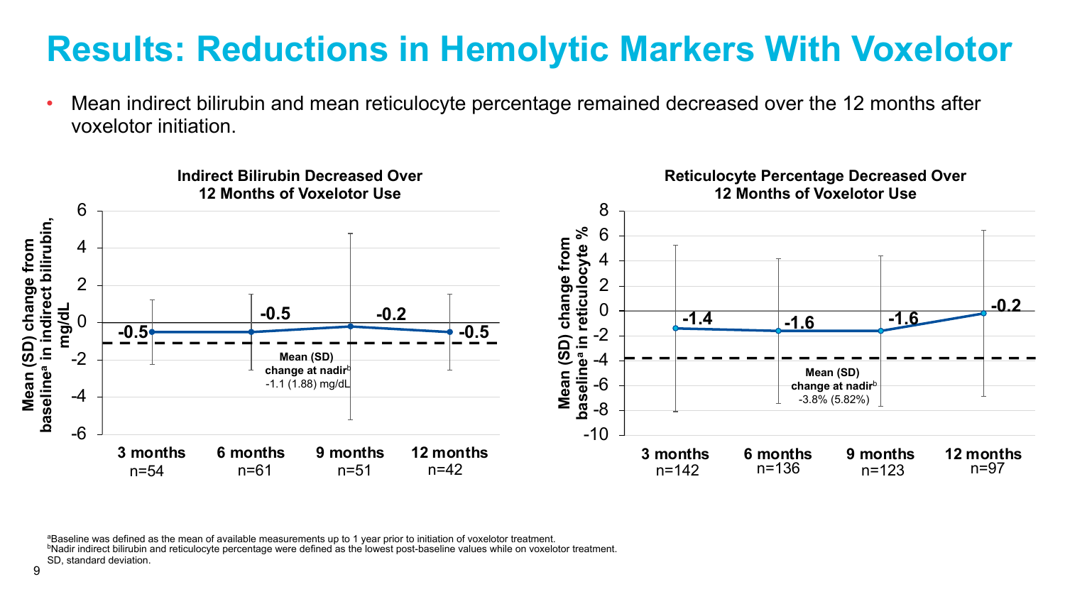# Results: Reductions in Hemolytic Markers With Voxelotor

- Mean indirect bilirubin and mean reticulocyte percentage remained decreased over the 12 months after voxelotor initiation.

**Indirect Bilirubin Decreased Over 12 Months of Voxelotor Use**

Mean (SD) change from baseline[a] in indirect bilirubin, mg/dL

| | 3 months | 6 months | 9 months | 12 months |
|---|---|---|---|---|
| n | 54 | 61 | 51 | 42 |
| Mean change | -0.5 | -0.5 | -0.2 | -0.5 |

Mean (SD) change at nadir[b] -1.1 (1.88) mg/dL

**Reticulocyte Percentage Decreased Over 12 Months of Voxelotor Use**

Mean (SD) change from baseline[a] in reticulocyte %

| | 3 months | 6 months | 9 months | 12 months |
|---|---|---|---|---|
| n | 142 | 136 | 123 | 97 |
| Mean change | -1.4 | -1.6 | -1.6 | -0.2 |

Mean (SD) change at nadir[b] -3.8% (5.82%)

[a]Baseline was defined as the mean of available measurements up to 1 year prior to initiation of voxelotor treatment.
[b]Nadir indirect bilirubin and reticulocyte percentage were defined as the lowest post-baseline values while on voxelotor treatment.
SD, standard deviation.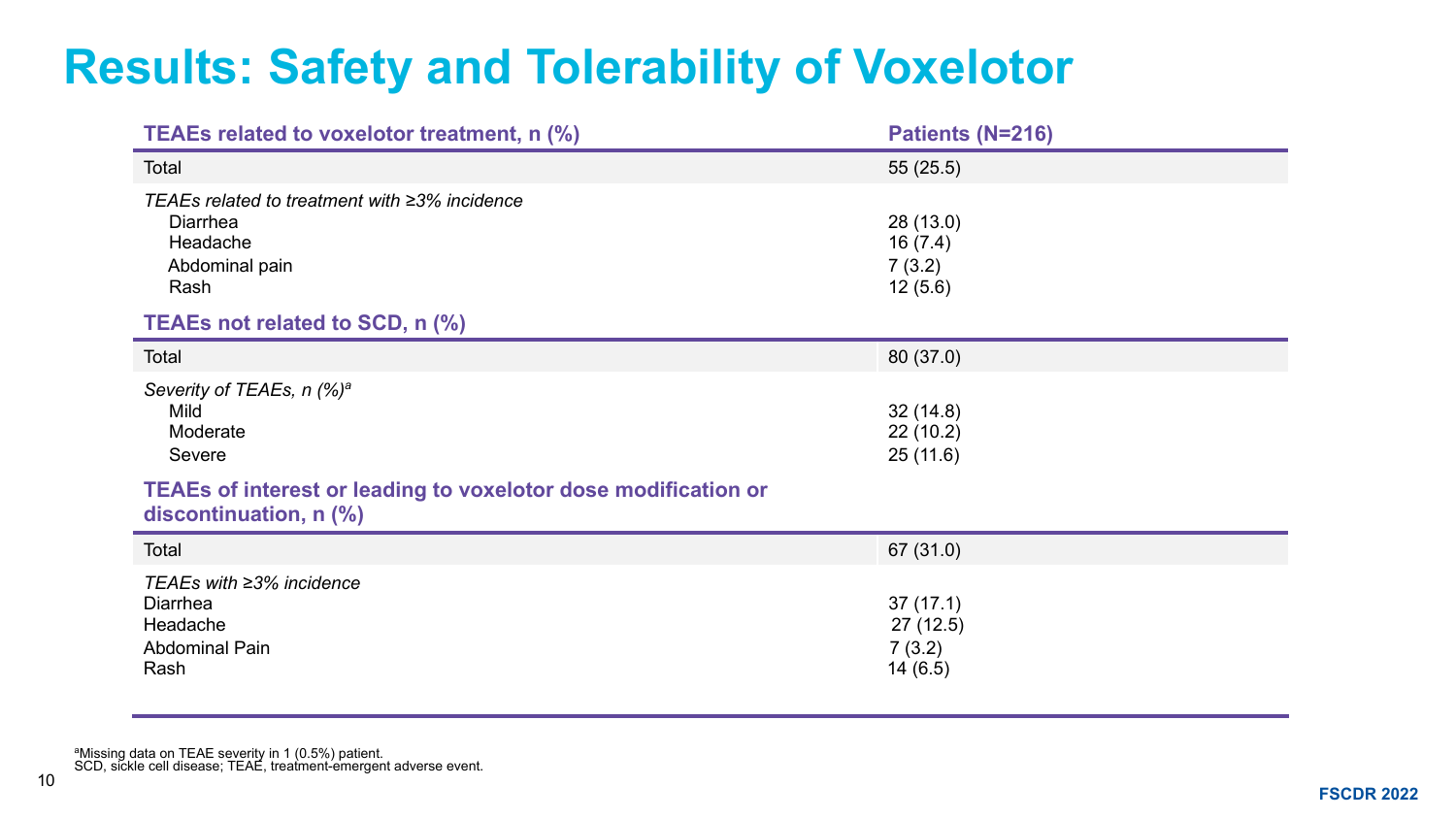# Results: Safety and Tolerability of Voxelotor

| TEAEs related to voxelotor treatment, n (%) | Patients (N=216) |
|---|---|
| Total | 55 (25.5) |
| *TEAEs related to treatment with ≥3% incidence* | |
| Diarrhea | 28 (13.0) |
| Headache | 16 (7.4) |
| Abdominal pain | 7 (3.2) |
| Rash | 12 (5.6) |
| **TEAEs not related to SCD, n (%)** | |
| Total | 80 (37.0) |
| *Severity of TEAEs, n (%)*[a] | |
| Mild | 32 (14.8) |
| Moderate | 22 (10.2) |
| Severe | 25 (11.6) |
| **TEAEs of interest or leading to voxelotor dose modification or discontinuation, n (%)** | |
| Total | 67 (31.0) |
| *TEAEs with ≥3% incidence* | |
| Diarrhea | 37 (17.1) |
| Headache | 27 (12.5) |
| Abdominal Pain | 7 (3.2) |
| Rash | 14 (6.5) |

[a]Missing data on TEAE severity in 1 (0.5%) patient.
SCD, sickle cell disease; TEAE, treatment-emergent adverse event.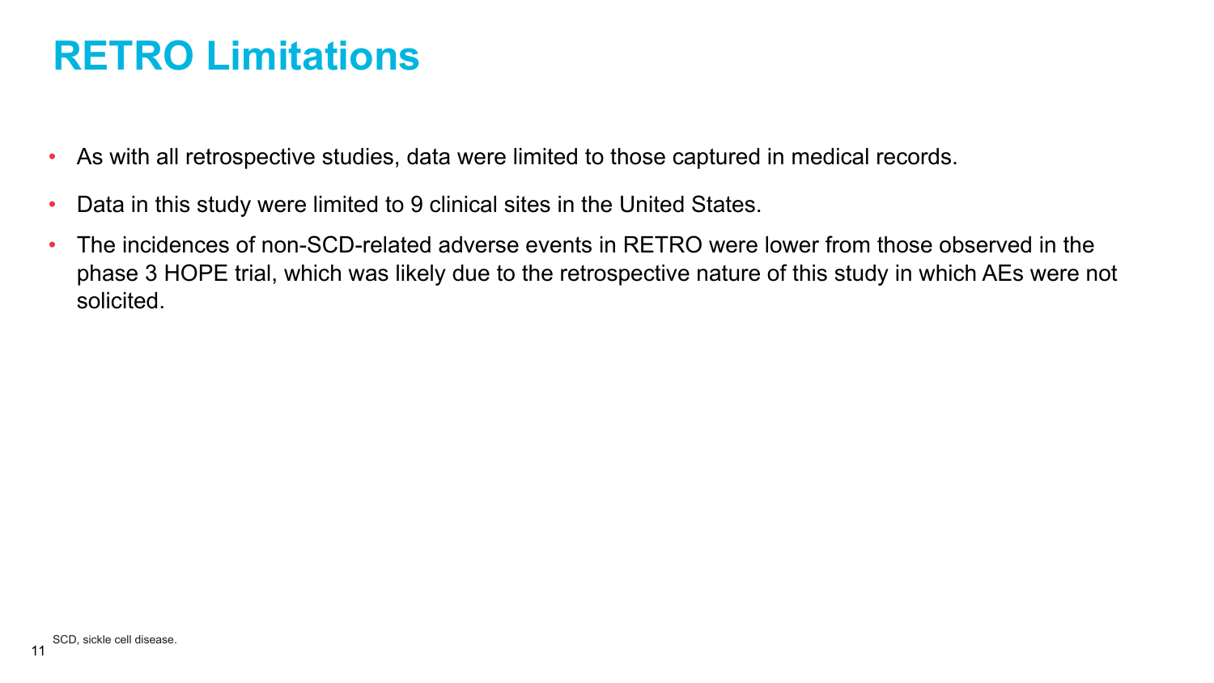# RETRO Limitations

- As with all retrospective studies, data were limited to those captured in medical records.
- Data in this study were limited to 9 clinical sites in the United States.
- The incidences of non-SCD-related adverse events in RETRO were lower from those observed in the phase 3 HOPE trial, which was likely due to the retrospective nature of this study in which AEs were not solicited.

SCD, sickle cell disease.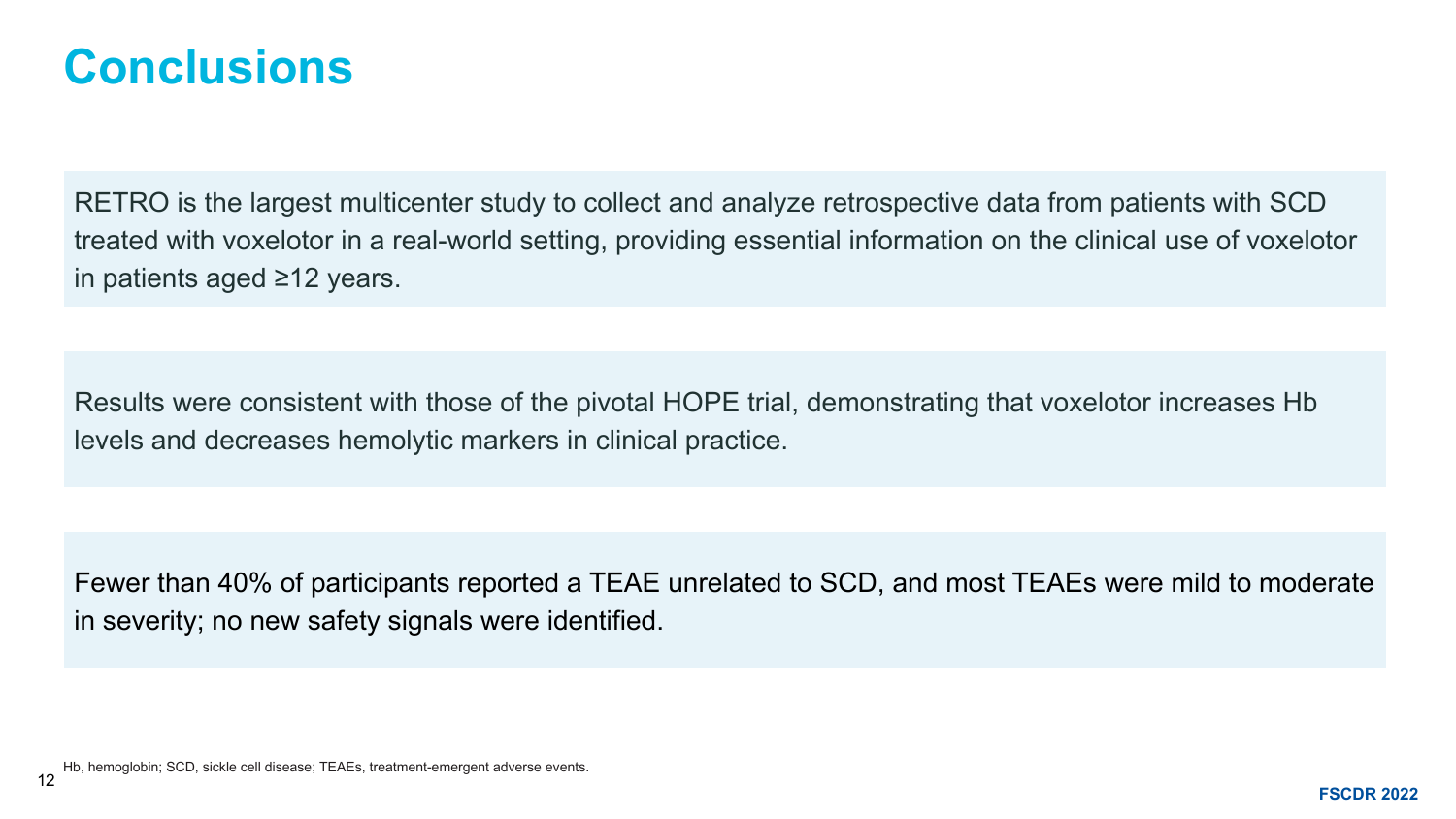# Conclusions

RETRO is the largest multicenter study to collect and analyze retrospective data from patients with SCD treated with voxelotor in a real-world setting, providing essential information on the clinical use of voxelotor in patients aged ≥12 years.

Results were consistent with those of the pivotal HOPE trial, demonstrating that voxelotor increases Hb levels and decreases hemolytic markers in clinical practice.

Fewer than 40% of participants reported a TEAE unrelated to SCD, and most TEAEs were mild to moderate in severity; no new safety signals were identified.

Hb, hemoglobin; SCD, sickle cell disease; TEAEs, treatment-emergent adverse events.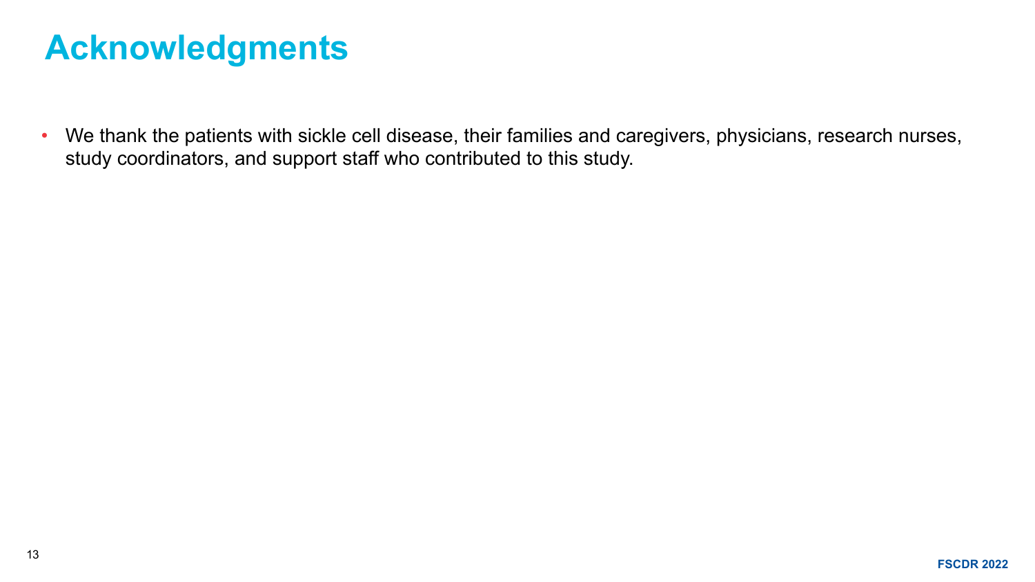# Acknowledgments

- We thank the patients with sickle cell disease, their families and caregivers, physicians, research nurses, study coordinators, and support staff who contributed to this study.